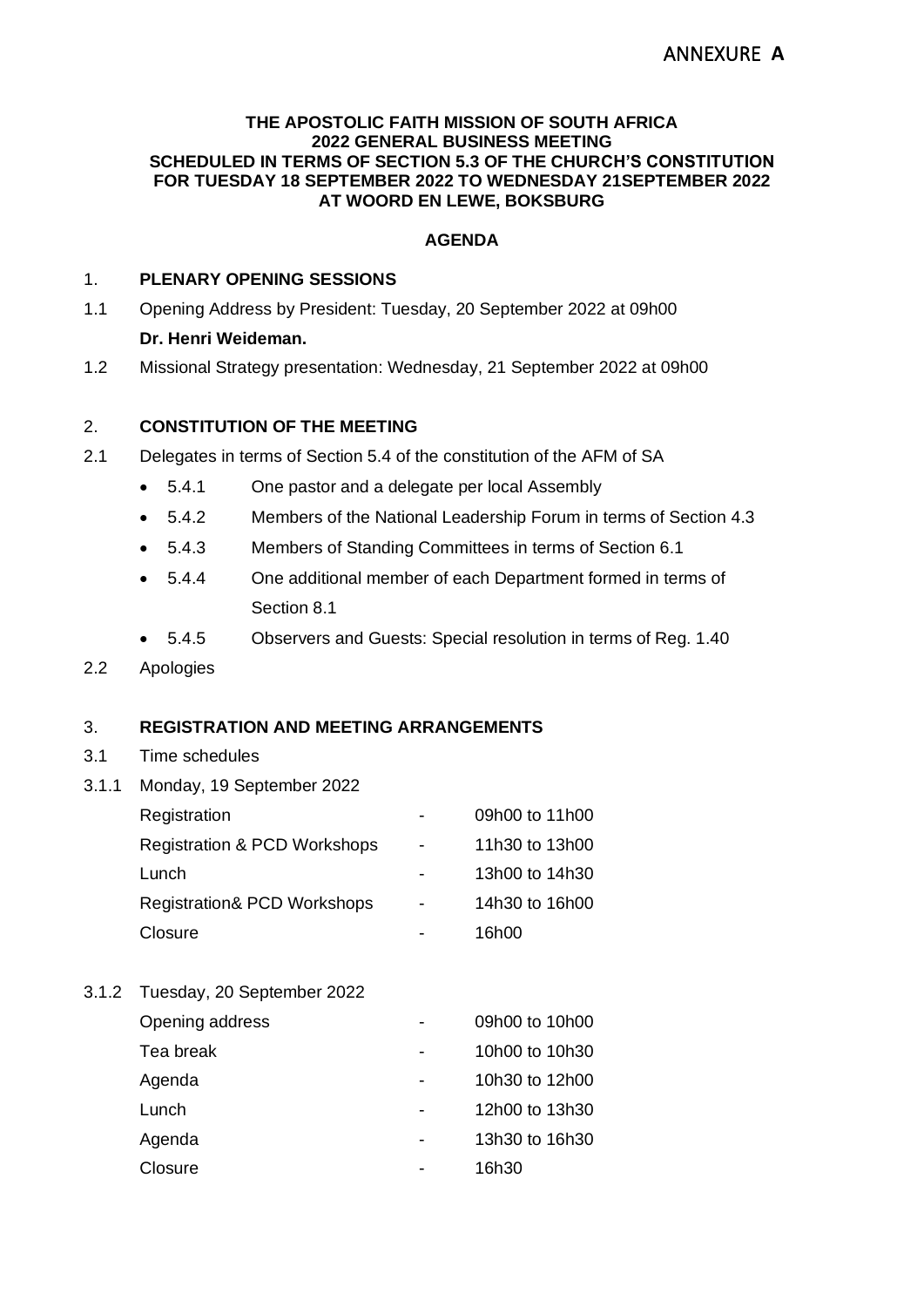# ANNEXURE **A**

**THE APOSTOLIC FAITH MISSION OF SOUTH AFRICA**
**2022 GENERAL BUSINESS MEETING**
**SCHEDULED IN TERMS OF SECTION 5.3 OF THE CHURCH'S CONSTITUTION**
**FOR TUESDAY 18 SEPTEMBER 2022 TO WEDNESDAY 21SEPTEMBER 2022**
**AT WOORD EN LEWE, BOKSBURG**

**AGENDA**

1. **PLENARY OPENING SESSIONS**

1.1 Opening Address by President: Tuesday, 20 September 2022 at 09h00
**Dr. Henri Weideman.**

1.2 Missional Strategy presentation: Wednesday, 21 September 2022 at 09h00

2. **CONSTITUTION OF THE MEETING**

2.1 Delegates in terms of Section 5.4 of the constitution of the AFM of SA

- 5.4.1 One pastor and a delegate per local Assembly
- 5.4.2 Members of the National Leadership Forum in terms of Section 4.3
- 5.4.3 Members of Standing Committees in terms of Section 6.1
- 5.4.4 One additional member of each Department formed in terms of Section 8.1
- 5.4.5 Observers and Guests: Special resolution in terms of Reg. 1.40

2.2 Apologies

3. **REGISTRATION AND MEETING ARRANGEMENTS**

3.1 Time schedules

3.1.1 Monday, 19 September 2022

| | | |
|---|---|---|
| Registration | - | 09h00 to 11h00 |
| Registration & PCD Workshops | - | 11h30 to 13h00 |
| Lunch | - | 13h00 to 14h30 |
| Registration& PCD Workshops | - | 14h30 to 16h00 |
| Closure | - | 16h00 |

3.1.2 Tuesday, 20 September 2022

| | | |
|---|---|---|
| Opening address | - | 09h00 to 10h00 |
| Tea break | - | 10h00 to 10h30 |
| Agenda | - | 10h30 to 12h00 |
| Lunch | - | 12h00 to 13h30 |
| Agenda | - | 13h30 to 16h30 |
| Closure | - | 16h30 |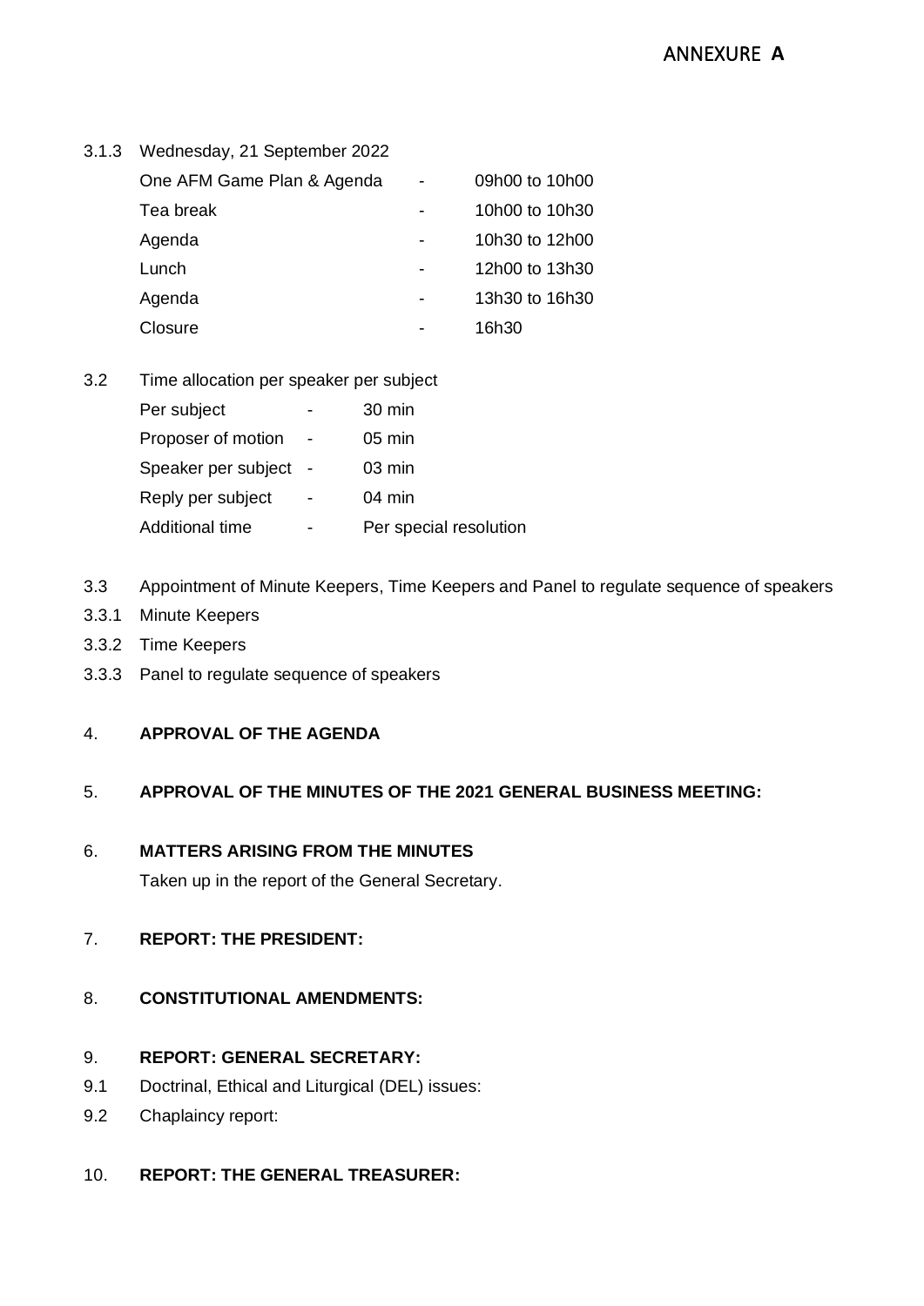ANNEXURE **A**

3.1.3 Wednesday, 21 September 2022

| | | |
|---|---|---|
| One AFM Game Plan & Agenda | - | 09h00 to 10h00 |
| Tea break | - | 10h00 to 10h30 |
| Agenda | - | 10h30 to 12h00 |
| Lunch | - | 12h00 to 13h30 |
| Agenda | - | 13h30 to 16h30 |
| Closure | - | 16h30 |

3.2 Time allocation per speaker per subject

| | | |
|---|---|---|
| Per subject | - | 30 min |
| Proposer of motion | - | 05 min |
| Speaker per subject | - | 03 min |
| Reply per subject | - | 04 min |
| Additional time | - | Per special resolution |

3.3 Appointment of Minute Keepers, Time Keepers and Panel to regulate sequence of speakers

3.3.1 Minute Keepers

3.3.2 Time Keepers

3.3.3 Panel to regulate sequence of speakers

4. **APPROVAL OF THE AGENDA**

5. **APPROVAL OF THE MINUTES OF THE 2021 GENERAL BUSINESS MEETING:**

6. **MATTERS ARISING FROM THE MINUTES**

   Taken up in the report of the General Secretary.

7. **REPORT: THE PRESIDENT:**

8. **CONSTITUTIONAL AMENDMENTS:**

9. **REPORT: GENERAL SECRETARY:**

9.1 Doctrinal, Ethical and Liturgical (DEL) issues:

9.2 Chaplaincy report:

10. **REPORT: THE GENERAL TREASURER:**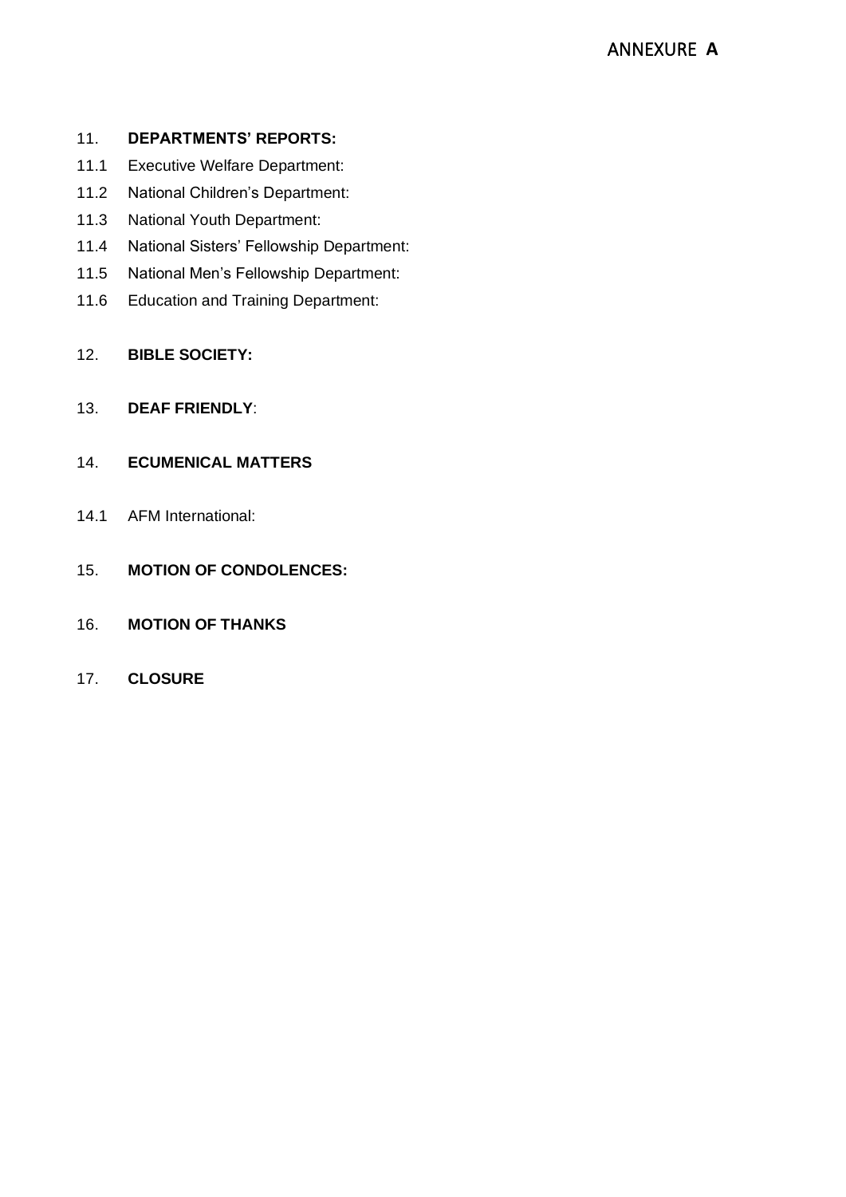ANNEXURE **A**

11. **DEPARTMENTS' REPORTS:**

11.1 Executive Welfare Department:

11.2 National Children's Department:

11.3 National Youth Department:

11.4 National Sisters' Fellowship Department:

11.5 National Men's Fellowship Department:

11.6 Education and Training Department:

12. **BIBLE SOCIETY:**

13. **DEAF FRIENDLY**:

14. **ECUMENICAL MATTERS**

14.1 AFM International:

15. **MOTION OF CONDOLENCES:**

16. **MOTION OF THANKS**

17. **CLOSURE**